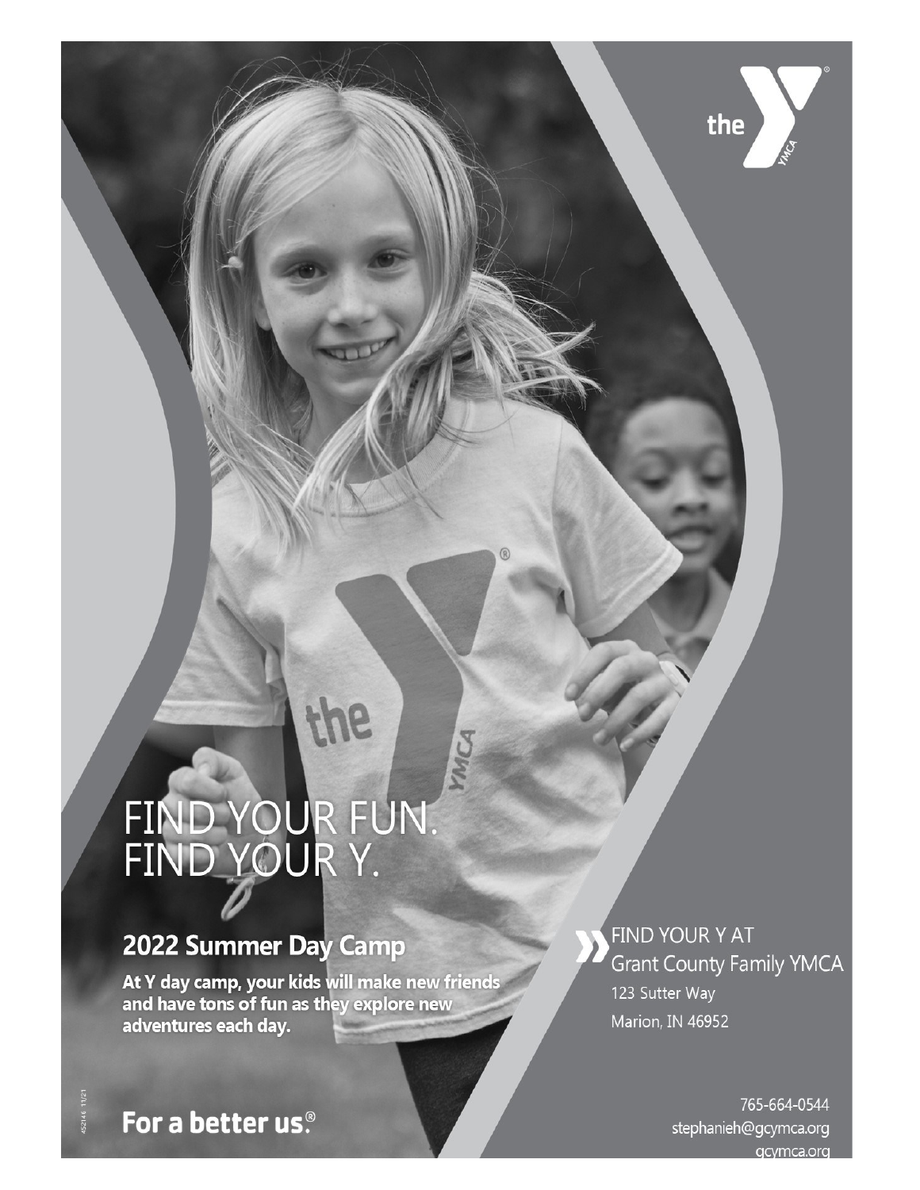# FIND YOUR FUN.
# FIND YOUR Y.

## 2022 Summer Day Camp

**At Y day camp, your kids will make new friends and have tons of fun as they explore new adventures each day.**

**For a better us.®**

FIND YOUR Y AT
Grant County Family YMCA
123 Sutter Way
Marion, IN 46952

765-664-0544
stephanieh@gcymca.org
gcymca.org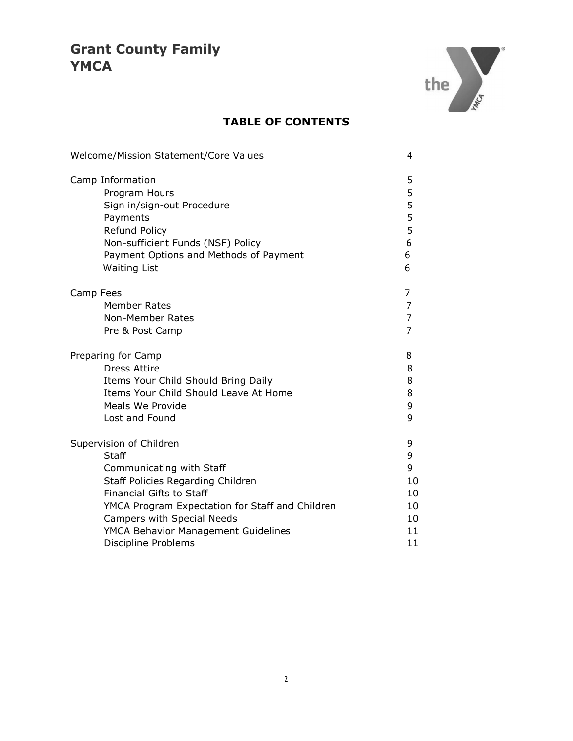# Grant County Family YMCA

## TABLE OF CONTENTS

| Section | Page |
|---|---|
| Welcome/Mission Statement/Core Values | 4 |
| **Camp Information** | 5 |
| Program Hours | 5 |
| Sign in/sign-out Procedure | 5 |
| Payments | 5 |
| Refund Policy | 5 |
| Non-sufficient Funds (NSF) Policy | 6 |
| Payment Options and Methods of Payment | 6 |
| Waiting List | 6 |
| **Camp Fees** | 7 |
| Member Rates | 7 |
| Non-Member Rates | 7 |
| Pre & Post Camp | 7 |
| **Preparing for Camp** | 8 |
| Dress Attire | 8 |
| Items Your Child Should Bring Daily | 8 |
| Items Your Child Should Leave At Home | 8 |
| Meals We Provide | 9 |
| Lost and Found | 9 |
| **Supervision of Children** | 9 |
| Staff | 9 |
| Communicating with Staff | 9 |
| Staff Policies Regarding Children | 10 |
| Financial Gifts to Staff | 10 |
| YMCA Program Expectation for Staff and Children | 10 |
| Campers with Special Needs | 10 |
| YMCA Behavior Management Guidelines | 11 |
| Discipline Problems | 11 |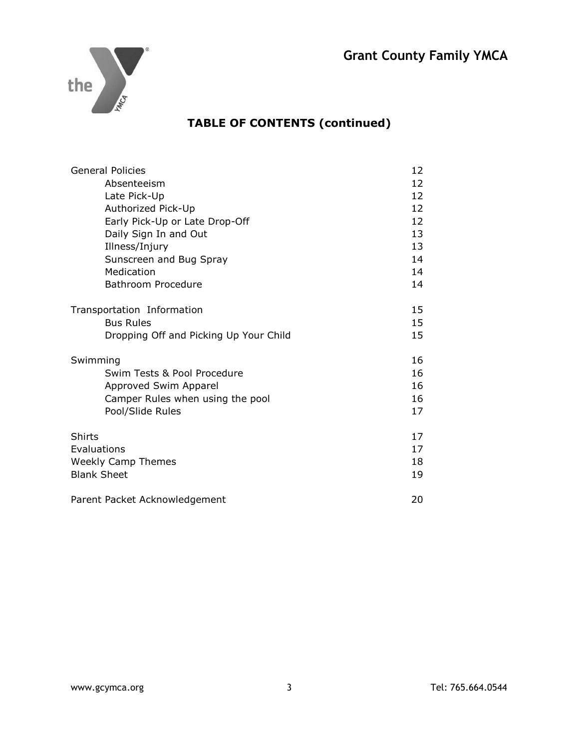## TABLE OF CONTENTS (continued)

| Section | Page |
| --- | --- |
| General Policies | 12 |
| Absenteeism | 12 |
| Late Pick-Up | 12 |
| Authorized Pick-Up | 12 |
| Early Pick-Up or Late Drop-Off | 12 |
| Daily Sign In and Out | 13 |
| Illness/Injury | 13 |
| Sunscreen and Bug Spray | 14 |
| Medication | 14 |
| Bathroom Procedure | 14 |
| Transportation Information | 15 |
| Bus Rules | 15 |
| Dropping Off and Picking Up Your Child | 15 |
| Swimming | 16 |
| Swim Tests & Pool Procedure | 16 |
| Approved Swim Apparel | 16 |
| Camper Rules when using the pool | 16 |
| Pool/Slide Rules | 17 |
| Shirts | 17 |
| Evaluations | 17 |
| Weekly Camp Themes | 18 |
| Blank Sheet | 19 |
| Parent Packet Acknowledgement | 20 |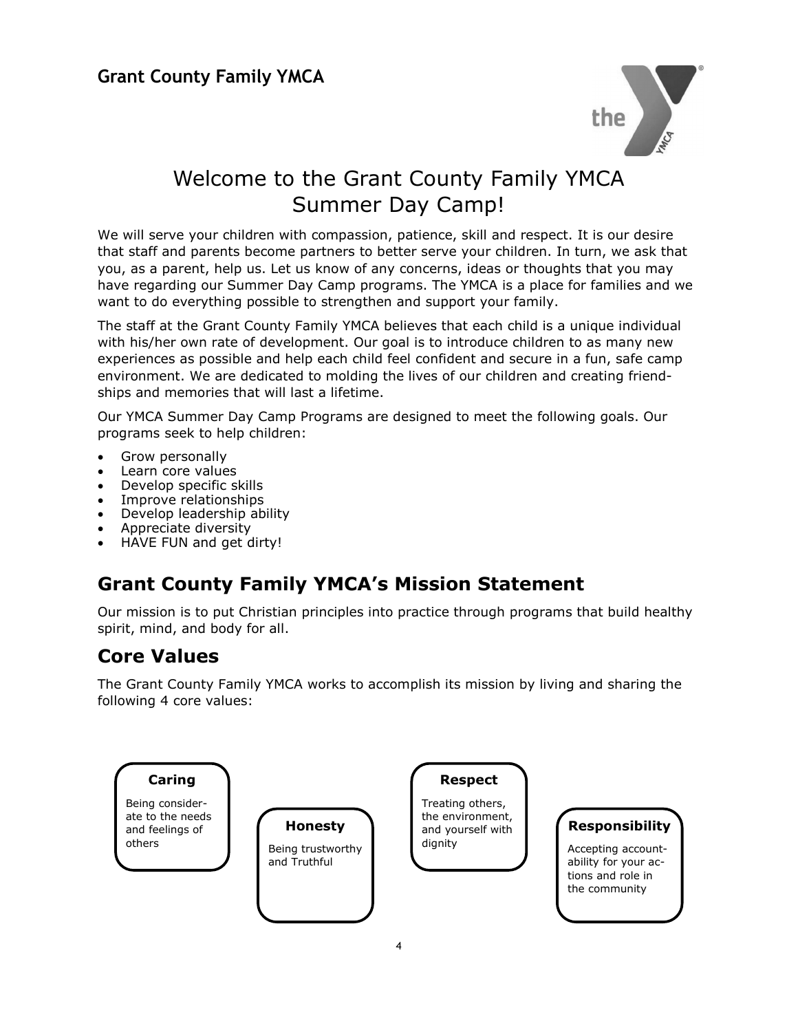**Grant County Family YMCA**

# Welcome to the Grant County Family YMCA Summer Day Camp!

We will serve your children with compassion, patience, skill and respect. It is our desire that staff and parents become partners to better serve your children. In turn, we ask that you, as a parent, help us. Let us know of any concerns, ideas or thoughts that you may have regarding our Summer Day Camp programs. The YMCA is a place for families and we want to do everything possible to strengthen and support your family.

The staff at the Grant County Family YMCA believes that each child is a unique individual with his/her own rate of development. Our goal is to introduce children to as many new experiences as possible and help each child feel confident and secure in a fun, safe camp environment. We are dedicated to molding the lives of our children and creating friendships and memories that will last a lifetime.

Our YMCA Summer Day Camp Programs are designed to meet the following goals. Our programs seek to help children:

- Grow personally
- Learn core values
- Develop specific skills
- Improve relationships
- Develop leadership ability
- Appreciate diversity
- HAVE FUN and get dirty!

## Grant County Family YMCA's Mission Statement

Our mission is to put Christian principles into practice through programs that build healthy spirit, mind, and body for all.

## Core Values

The Grant County Family YMCA works to accomplish its mission by living and sharing the following 4 core values:

**Caring**
Being considerate to the needs and feelings of others

**Honesty**
Being trustworthy and Truthful

**Respect**
Treating others, the environment, and yourself with dignity

**Responsibility**
Accepting accountability for your actions and role in the community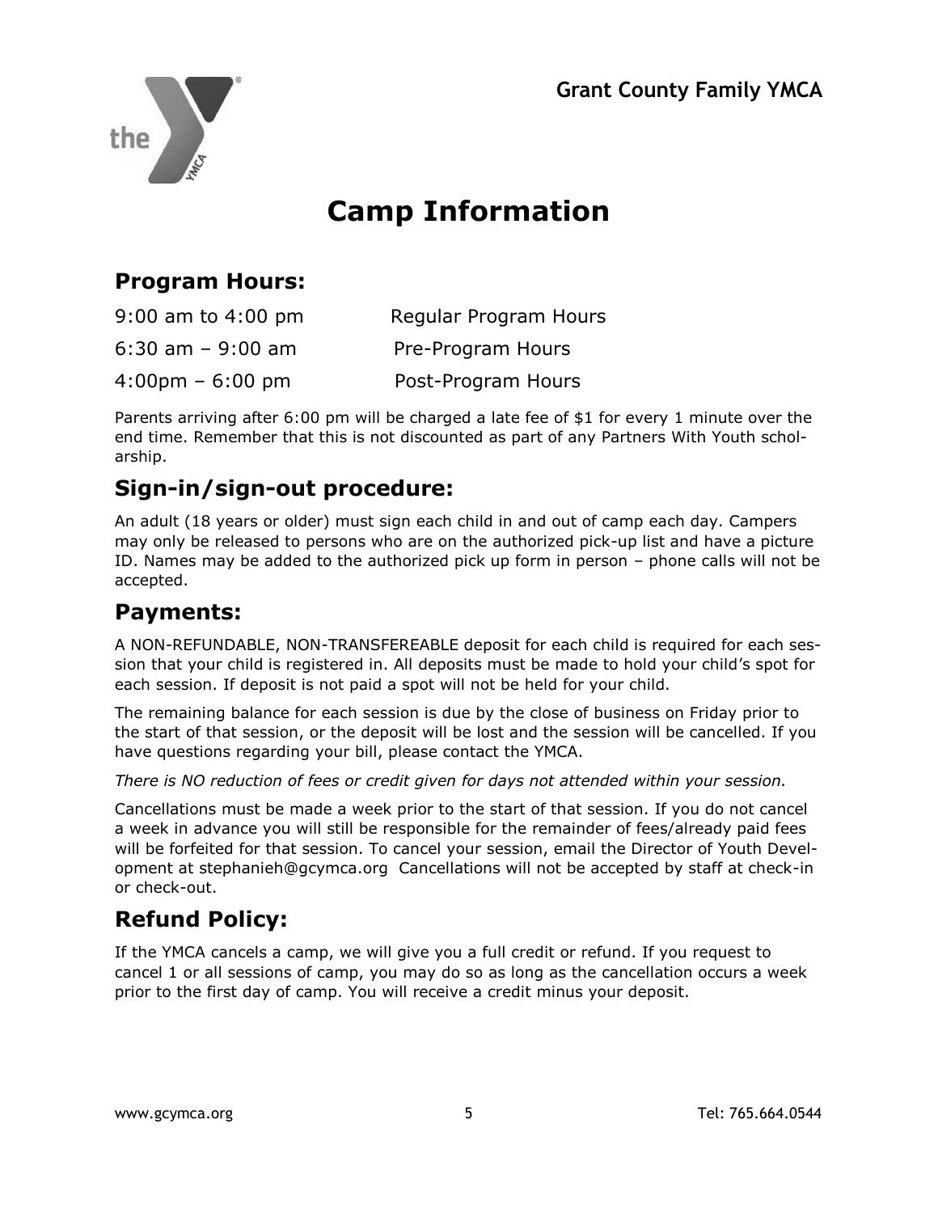**Grant County Family YMCA**

# Camp Information

## Program Hours:

| | |
|---|---|
| 9:00 am to 4:00 pm | Regular Program Hours |
| 6:30 am – 9:00 am | Pre-Program Hours |
| 4:00pm – 6:00 pm | Post-Program Hours |

Parents arriving after 6:00 pm will be charged a late fee of $1 for every 1 minute over the end time. Remember that this is not discounted as part of any Partners With Youth scholarship.

## Sign-in/sign-out procedure:

An adult (18 years or older) must sign each child in and out of camp each day. Campers may only be released to persons who are on the authorized pick-up list and have a picture ID. Names may be added to the authorized pick up form in person – phone calls will not be accepted.

## Payments:

A NON-REFUNDABLE, NON-TRANSFEREABLE deposit for each child is required for each session that your child is registered in. All deposits must be made to hold your child's spot for each session. If deposit is not paid a spot will not be held for your child.

The remaining balance for each session is due by the close of business on Friday prior to the start of that session, or the deposit will be lost and the session will be cancelled. If you have questions regarding your bill, please contact the YMCA.

*There is NO reduction of fees or credit given for days not attended within your session.*

Cancellations must be made a week prior to the start of that session. If you do not cancel a week in advance you will still be responsible for the remainder of fees/already paid fees will be forfeited for that session. To cancel your session, email the Director of Youth Development at stephanieh@gcymca.org Cancellations will not be accepted by staff at check-in or check-out.

## Refund Policy:

If the YMCA cancels a camp, we will give you a full credit or refund. If you request to cancel 1 or all sessions of camp, you may do so as long as the cancellation occurs a week prior to the first day of camp. You will receive a credit minus your deposit.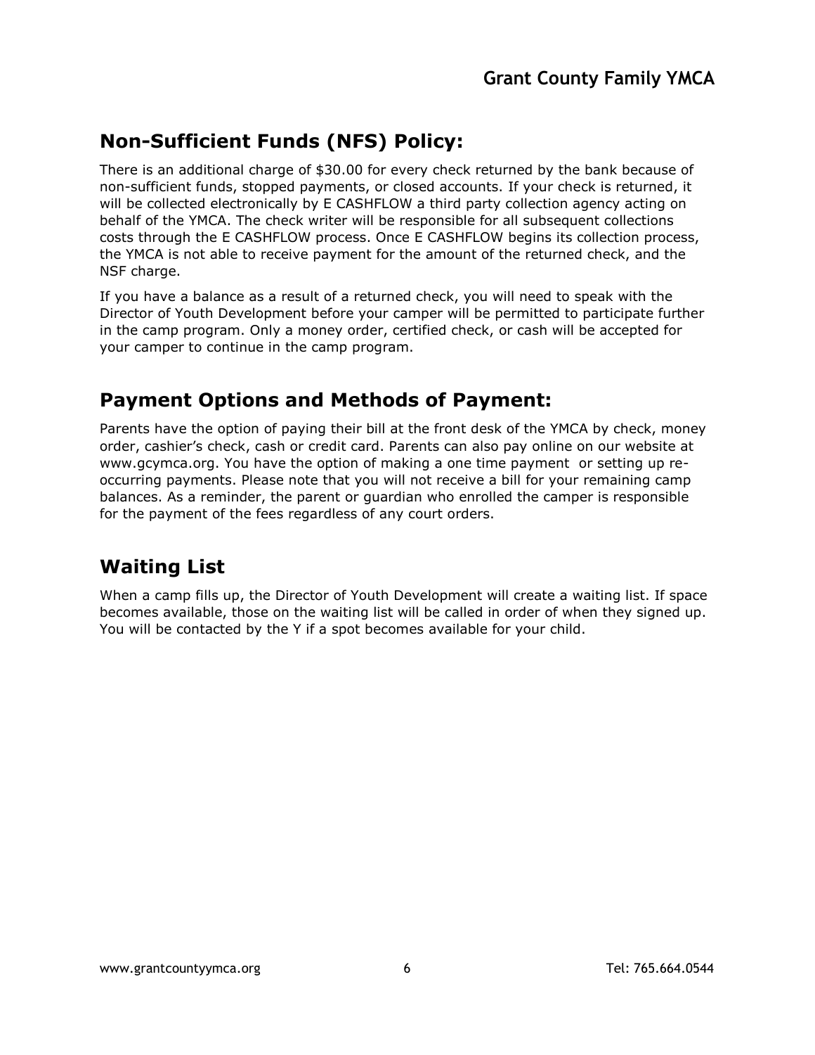## Non-Sufficient Funds (NFS) Policy:

There is an additional charge of $30.00 for every check returned by the bank because of non-sufficient funds, stopped payments, or closed accounts. If your check is returned, it will be collected electronically by E CASHFLOW a third party collection agency acting on behalf of the YMCA. The check writer will be responsible for all subsequent collections costs through the E CASHFLOW process. Once E CASHFLOW begins its collection process, the YMCA is not able to receive payment for the amount of the returned check, and the NSF charge.

If you have a balance as a result of a returned check, you will need to speak with the Director of Youth Development before your camper will be permitted to participate further in the camp program. Only a money order, certified check, or cash will be accepted for your camper to continue in the camp program.

## Payment Options and Methods of Payment:

Parents have the option of paying their bill at the front desk of the YMCA by check, money order, cashier's check, cash or credit card. Parents can also pay online on our website at www.gcymca.org. You have the option of making a one time payment or setting up re-occurring payments. Please note that you will not receive a bill for your remaining camp balances. As a reminder, the parent or guardian who enrolled the camper is responsible for the payment of the fees regardless of any court orders.

## Waiting List

When a camp fills up, the Director of Youth Development will create a waiting list. If space becomes available, those on the waiting list will be called in order of when they signed up. You will be contacted by the Y if a spot becomes available for your child.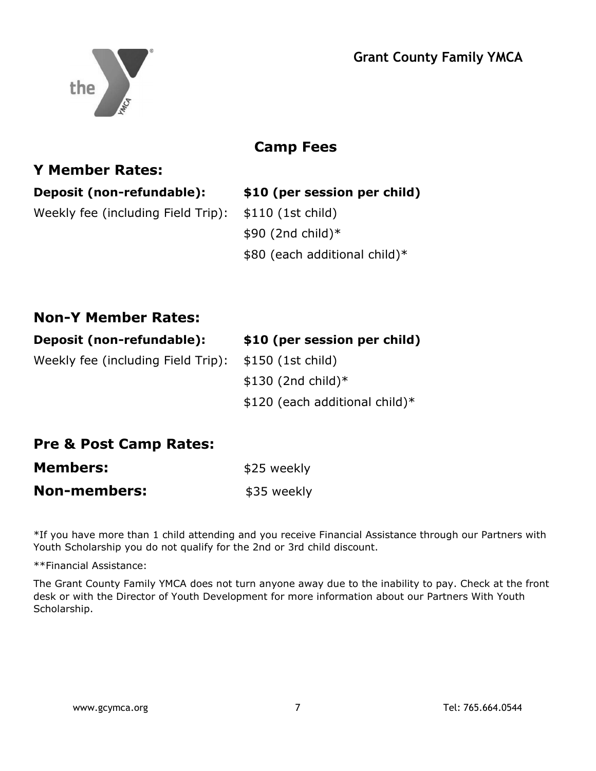**Grant County Family YMCA**

## Camp Fees

### Y Member Rates:

**Deposit (non-refundable):** **$10 (per session per child)**

Weekly fee (including Field Trip): $110 (1st child)
$90 (2nd child)*
$80 (each additional child)*

### Non-Y Member Rates:

**Deposit (non-refundable):** **$10 (per session per child)**

Weekly fee (including Field Trip): $150 (1st child)
$130 (2nd child)*
$120 (each additional child)*

### Pre & Post Camp Rates:

**Members:** $25 weekly

**Non-members:** $35 weekly

*If you have more than 1 child attending and you receive Financial Assistance through our Partners with Youth Scholarship you do not qualify for the 2nd or 3rd child discount.

**Financial Assistance:

The Grant County Family YMCA does not turn anyone away due to the inability to pay. Check at the front desk or with the Director of Youth Development for more information about our Partners With Youth Scholarship.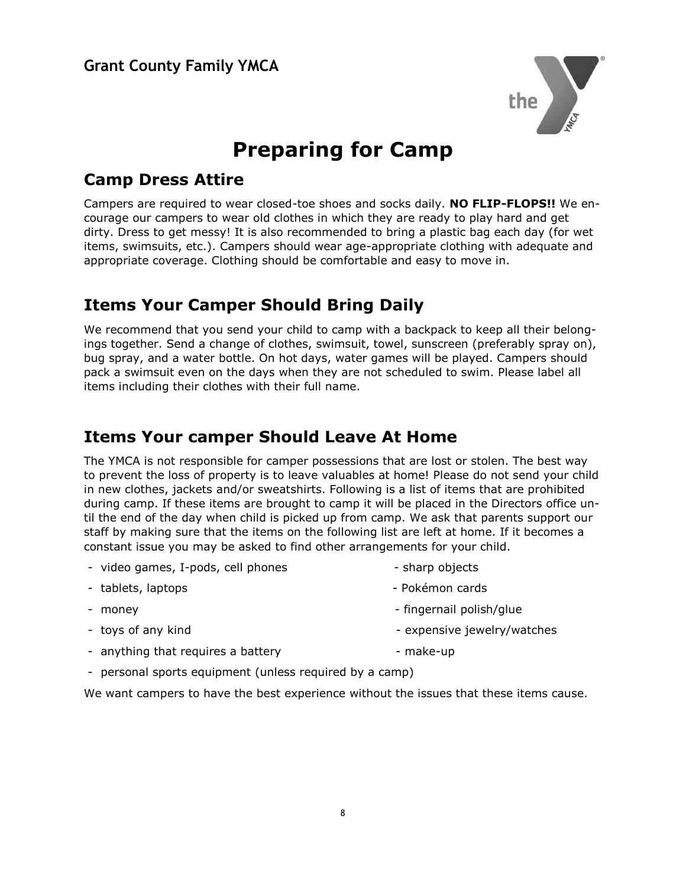Grant County Family YMCA

# Preparing for Camp

## Camp Dress Attire

Campers are required to wear closed-toe shoes and socks daily. **NO FLIP-FLOPS!!** We encourage our campers to wear old clothes in which they are ready to play hard and get dirty. Dress to get messy! It is also recommended to bring a plastic bag each day (for wet items, swimsuits, etc.). Campers should wear age-appropriate clothing with adequate and appropriate coverage. Clothing should be comfortable and easy to move in.

## Items Your Camper Should Bring Daily

We recommend that you send your child to camp with a backpack to keep all their belongings together. Send a change of clothes, swimsuit, towel, sunscreen (preferably spray on), bug spray, and a water bottle. On hot days, water games will be played. Campers should pack a swimsuit even on the days when they are not scheduled to swim. Please label all items including their clothes with their full name.

## Items Your camper Should Leave At Home

The YMCA is not responsible for camper possessions that are lost or stolen. The best way to prevent the loss of property is to leave valuables at home! Please do not send your child in new clothes, jackets and/or sweatshirts. Following is a list of items that are prohibited during camp. If these items are brought to camp it will be placed in the Directors office until the end of the day when child is picked up from camp. We ask that parents support our staff by making sure that the items on the following list are left at home. If it becomes a constant issue you may be asked to find other arrangements for your child.

- video games, I-pods, cell phones
- tablets, laptops
- money
- toys of any kind
- anything that requires a battery
- personal sports equipment (unless required by a camp)
- sharp objects
- Pokémon cards
- fingernail polish/glue
- expensive jewelry/watches
- make-up

We want campers to have the best experience without the issues that these items cause.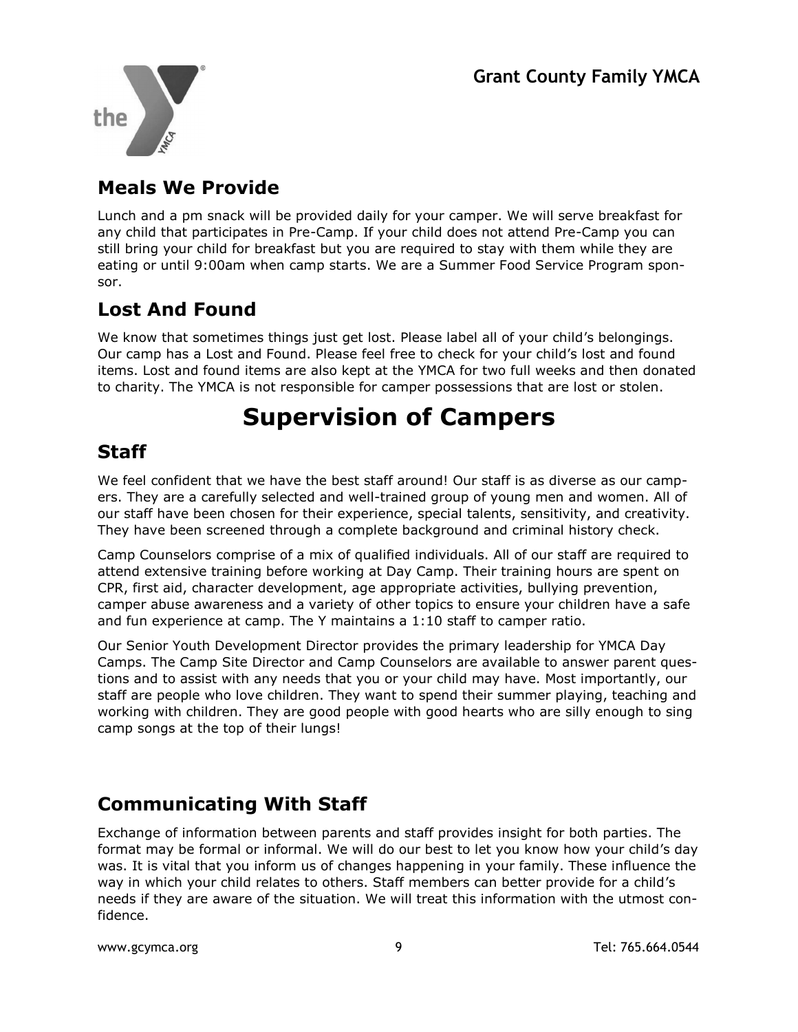## Meals We Provide

Lunch and a pm snack will be provided daily for your camper. We will serve breakfast for any child that participates in Pre-Camp. If your child does not attend Pre-Camp you can still bring your child for breakfast but you are required to stay with them while they are eating or until 9:00am when camp starts. We are a Summer Food Service Program sponsor.

## Lost And Found

We know that sometimes things just get lost. Please label all of your child's belongings. Our camp has a Lost and Found. Please feel free to check for your child's lost and found items. Lost and found items are also kept at the YMCA for two full weeks and then donated to charity. The YMCA is not responsible for camper possessions that are lost or stolen.

# Supervision of Campers

## Staff

We feel confident that we have the best staff around! Our staff is as diverse as our campers. They are a carefully selected and well-trained group of young men and women. All of our staff have been chosen for their experience, special talents, sensitivity, and creativity. They have been screened through a complete background and criminal history check.

Camp Counselors comprise of a mix of qualified individuals. All of our staff are required to attend extensive training before working at Day Camp. Their training hours are spent on CPR, first aid, character development, age appropriate activities, bullying prevention, camper abuse awareness and a variety of other topics to ensure your children have a safe and fun experience at camp. The Y maintains a 1:10 staff to camper ratio.

Our Senior Youth Development Director provides the primary leadership for YMCA Day Camps. The Camp Site Director and Camp Counselors are available to answer parent questions and to assist with any needs that you or your child may have. Most importantly, our staff are people who love children. They want to spend their summer playing, teaching and working with children. They are good people with good hearts who are silly enough to sing camp songs at the top of their lungs!

## Communicating With Staff

Exchange of information between parents and staff provides insight for both parties. The format may be formal or informal. We will do our best to let you know how your child's day was. It is vital that you inform us of changes happening in your family. These influence the way in which your child relates to others. Staff members can better provide for a child's needs if they are aware of the situation. We will treat this information with the utmost confidence.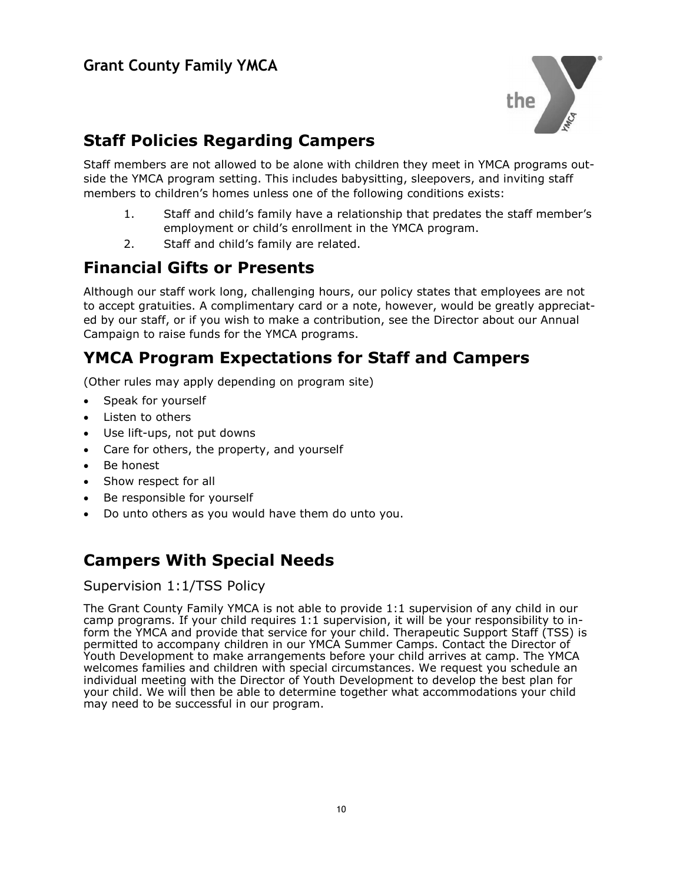## Grant County Family YMCA

# Staff Policies Regarding Campers

Staff members are not allowed to be alone with children they meet in YMCA programs outside the YMCA program setting. This includes babysitting, sleepovers, and inviting staff members to children's homes unless one of the following conditions exists:

1. Staff and child's family have a relationship that predates the staff member's employment or child's enrollment in the YMCA program.
2. Staff and child's family are related.

# Financial Gifts or Presents

Although our staff work long, challenging hours, our policy states that employees are not to accept gratuities. A complimentary card or a note, however, would be greatly appreciated by our staff, or if you wish to make a contribution, see the Director about our Annual Campaign to raise funds for the YMCA programs.

# YMCA Program Expectations for Staff and Campers

(Other rules may apply depending on program site)

- Speak for yourself
- Listen to others
- Use lift-ups, not put downs
- Care for others, the property, and yourself
- Be honest
- Show respect for all
- Be responsible for yourself
- Do unto others as you would have them do unto you.

# Campers With Special Needs

## Supervision 1:1/TSS Policy

The Grant County Family YMCA is not able to provide 1:1 supervision of any child in our camp programs. If your child requires 1:1 supervision, it will be your responsibility to inform the YMCA and provide that service for your child. Therapeutic Support Staff (TSS) is permitted to accompany children in our YMCA Summer Camps. Contact the Director of Youth Development to make arrangements before your child arrives at camp. The YMCA welcomes families and children with special circumstances. We request you schedule an individual meeting with the Director of Youth Development to develop the best plan for your child. We will then be able to determine together what accommodations your child may need to be successful in our program.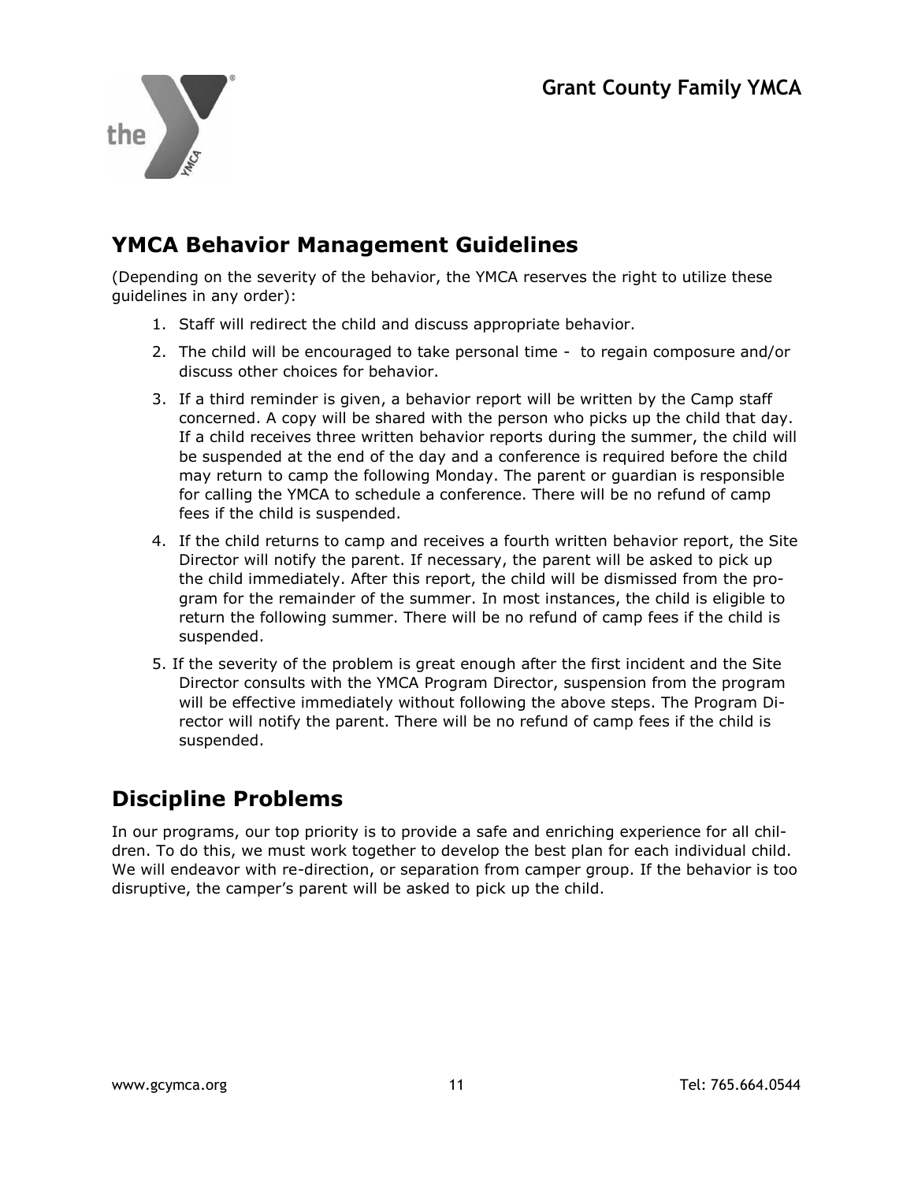## YMCA Behavior Management Guidelines

(Depending on the severity of the behavior, the YMCA reserves the right to utilize these guidelines in any order):

1. Staff will redirect the child and discuss appropriate behavior.
2. The child will be encouraged to take personal time - to regain composure and/or discuss other choices for behavior.
3. If a third reminder is given, a behavior report will be written by the Camp staff concerned. A copy will be shared with the person who picks up the child that day. If a child receives three written behavior reports during the summer, the child will be suspended at the end of the day and a conference is required before the child may return to camp the following Monday. The parent or guardian is responsible for calling the YMCA to schedule a conference. There will be no refund of camp fees if the child is suspended.
4. If the child returns to camp and receives a fourth written behavior report, the Site Director will notify the parent. If necessary, the parent will be asked to pick up the child immediately. After this report, the child will be dismissed from the program for the remainder of the summer. In most instances, the child is eligible to return the following summer. There will be no refund of camp fees if the child is suspended.
5. If the severity of the problem is great enough after the first incident and the Site Director consults with the YMCA Program Director, suspension from the program will be effective immediately without following the above steps. The Program Director will notify the parent. There will be no refund of camp fees if the child is suspended.

## Discipline Problems

In our programs, our top priority is to provide a safe and enriching experience for all children. To do this, we must work together to develop the best plan for each individual child. We will endeavor with re-direction, or separation from camper group. If the behavior is too disruptive, the camper's parent will be asked to pick up the child.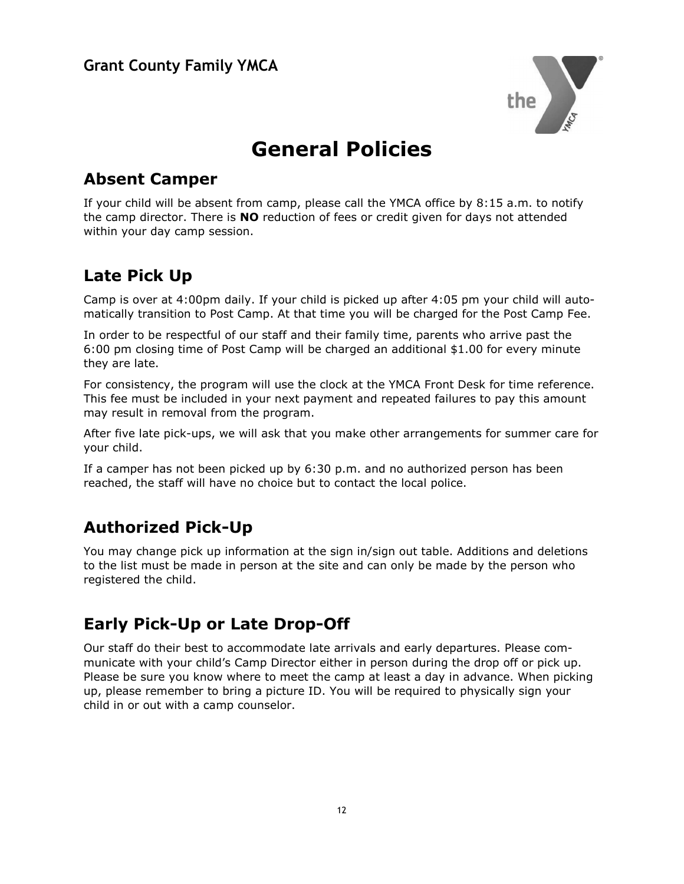Grant County Family YMCA

# General Policies

## Absent Camper

If your child will be absent from camp, please call the YMCA office by 8:15 a.m. to notify the camp director. There is **NO** reduction of fees or credit given for days not attended within your day camp session.

## Late Pick Up

Camp is over at 4:00pm daily. If your child is picked up after 4:05 pm your child will automatically transition to Post Camp. At that time you will be charged for the Post Camp Fee.

In order to be respectful of our staff and their family time, parents who arrive past the 6:00 pm closing time of Post Camp will be charged an additional $1.00 for every minute they are late.

For consistency, the program will use the clock at the YMCA Front Desk for time reference. This fee must be included in your next payment and repeated failures to pay this amount may result in removal from the program.

After five late pick-ups, we will ask that you make other arrangements for summer care for your child.

If a camper has not been picked up by 6:30 p.m. and no authorized person has been reached, the staff will have no choice but to contact the local police.

## Authorized Pick-Up

You may change pick up information at the sign in/sign out table. Additions and deletions to the list must be made in person at the site and can only be made by the person who registered the child.

## Early Pick-Up or Late Drop-Off

Our staff do their best to accommodate late arrivals and early departures. Please communicate with your child's Camp Director either in person during the drop off or pick up. Please be sure you know where to meet the camp at least a day in advance. When picking up, please remember to bring a picture ID. You will be required to physically sign your child in or out with a camp counselor.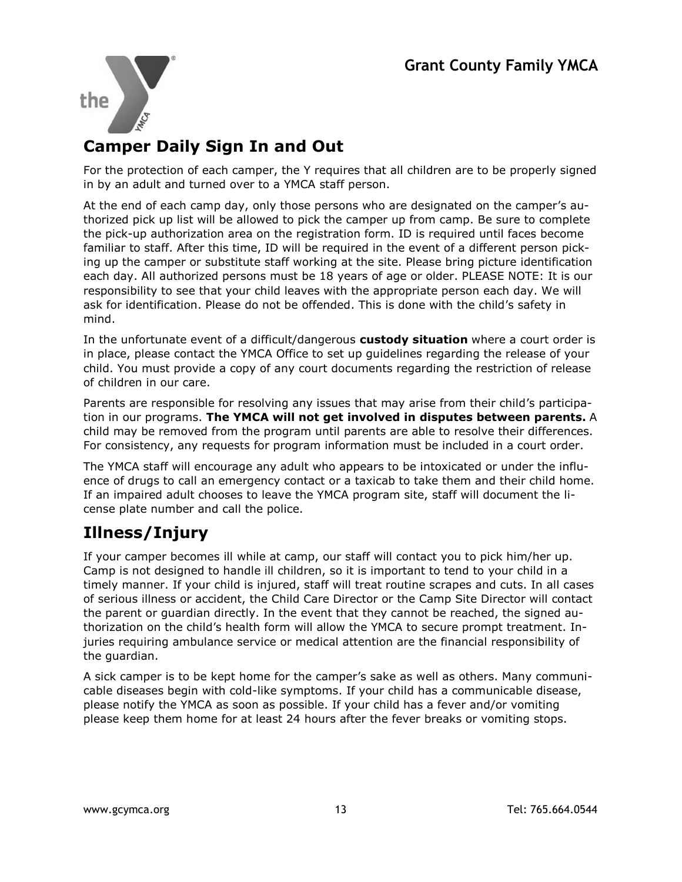## Camper Daily Sign In and Out

For the protection of each camper, the Y requires that all children are to be properly signed in by an adult and turned over to a YMCA staff person.

At the end of each camp day, only those persons who are designated on the camper's authorized pick up list will be allowed to pick the camper up from camp. Be sure to complete the pick-up authorization area on the registration form. ID is required until faces become familiar to staff. After this time, ID will be required in the event of a different person picking up the camper or substitute staff working at the site. Please bring picture identification each day. All authorized persons must be 18 years of age or older. PLEASE NOTE: It is our responsibility to see that your child leaves with the appropriate person each day. We will ask for identification. Please do not be offended. This is done with the child's safety in mind.

In the unfortunate event of a difficult/dangerous **custody situation** where a court order is in place, please contact the YMCA Office to set up guidelines regarding the release of your child. You must provide a copy of any court documents regarding the restriction of release of children in our care.

Parents are responsible for resolving any issues that may arise from their child's participation in our programs. **The YMCA will not get involved in disputes between parents.** A child may be removed from the program until parents are able to resolve their differences. For consistency, any requests for program information must be included in a court order.

The YMCA staff will encourage any adult who appears to be intoxicated or under the influence of drugs to call an emergency contact or a taxicab to take them and their child home. If an impaired adult chooses to leave the YMCA program site, staff will document the license plate number and call the police.

## Illness/Injury

If your camper becomes ill while at camp, our staff will contact you to pick him/her up. Camp is not designed to handle ill children, so it is important to tend to your child in a timely manner. If your child is injured, staff will treat routine scrapes and cuts. In all cases of serious illness or accident, the Child Care Director or the Camp Site Director will contact the parent or guardian directly. In the event that they cannot be reached, the signed authorization on the child's health form will allow the YMCA to secure prompt treatment. Injuries requiring ambulance service or medical attention are the financial responsibility of the guardian.

A sick camper is to be kept home for the camper's sake as well as others. Many communicable diseases begin with cold-like symptoms. If your child has a communicable disease, please notify the YMCA as soon as possible. If your child has a fever and/or vomiting please keep them home for at least 24 hours after the fever breaks or vomiting stops.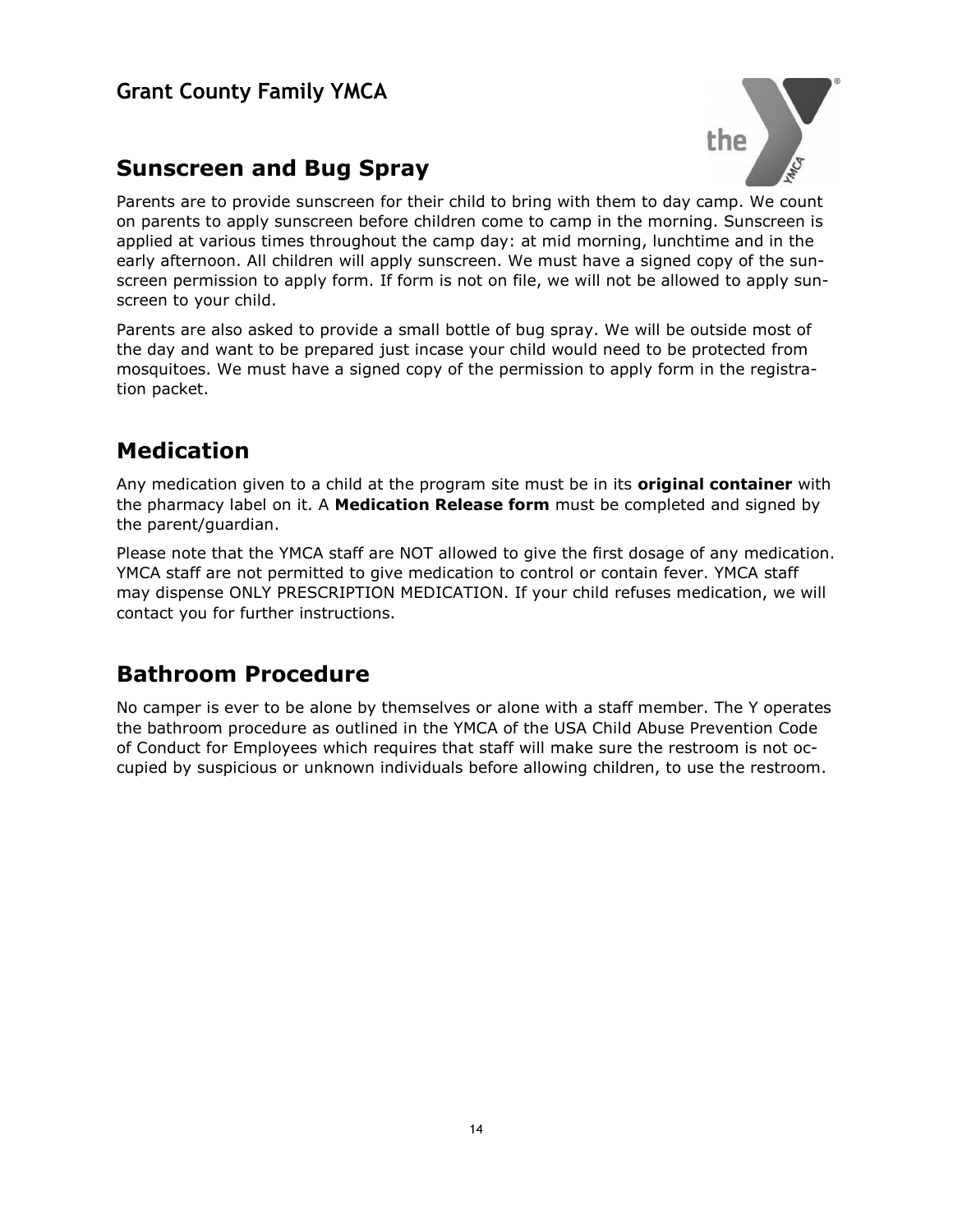## Sunscreen and Bug Spray

Parents are to provide sunscreen for their child to bring with them to day camp. We count on parents to apply sunscreen before children come to camp in the morning. Sunscreen is applied at various times throughout the camp day: at mid morning, lunchtime and in the early afternoon. All children will apply sunscreen. We must have a signed copy of the sunscreen permission to apply form. If form is not on file, we will not be allowed to apply sunscreen to your child.

Parents are also asked to provide a small bottle of bug spray. We will be outside most of the day and want to be prepared just incase your child would need to be protected from mosquitoes. We must have a signed copy of the permission to apply form in the registration packet.

## Medication

Any medication given to a child at the program site must be in its **original container** with the pharmacy label on it. A **Medication Release form** must be completed and signed by the parent/guardian.

Please note that the YMCA staff are NOT allowed to give the first dosage of any medication. YMCA staff are not permitted to give medication to control or contain fever. YMCA staff may dispense ONLY PRESCRIPTION MEDICATION. If your child refuses medication, we will contact you for further instructions.

## Bathroom Procedure

No camper is ever to be alone by themselves or alone with a staff member. The Y operates the bathroom procedure as outlined in the YMCA of the USA Child Abuse Prevention Code of Conduct for Employees which requires that staff will make sure the restroom is not occupied by suspicious or unknown individuals before allowing children, to use the restroom.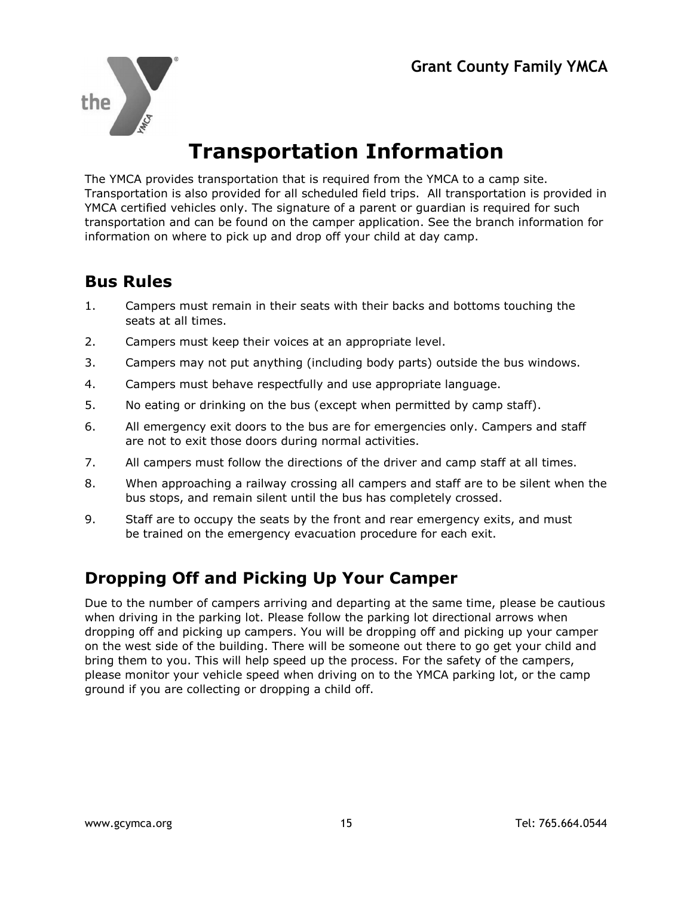# Transportation Information

The YMCA provides transportation that is required from the YMCA to a camp site. Transportation is also provided for all scheduled field trips. All transportation is provided in YMCA certified vehicles only. The signature of a parent or guardian is required for such transportation and can be found on the camper application. See the branch information for information on where to pick up and drop off your child at day camp.

## Bus Rules

1. Campers must remain in their seats with their backs and bottoms touching the seats at all times.
2. Campers must keep their voices at an appropriate level.
3. Campers may not put anything (including body parts) outside the bus windows.
4. Campers must behave respectfully and use appropriate language.
5. No eating or drinking on the bus (except when permitted by camp staff).
6. All emergency exit doors to the bus are for emergencies only. Campers and staff are not to exit those doors during normal activities.
7. All campers must follow the directions of the driver and camp staff at all times.
8. When approaching a railway crossing all campers and staff are to be silent when the bus stops, and remain silent until the bus has completely crossed.
9. Staff are to occupy the seats by the front and rear emergency exits, and must be trained on the emergency evacuation procedure for each exit.

## Dropping Off and Picking Up Your Camper

Due to the number of campers arriving and departing at the same time, please be cautious when driving in the parking lot. Please follow the parking lot directional arrows when dropping off and picking up campers. You will be dropping off and picking up your camper on the west side of the building. There will be someone out there to go get your child and bring them to you. This will help speed up the process. For the safety of the campers, please monitor your vehicle speed when driving on to the YMCA parking lot, or the camp ground if you are collecting or dropping a child off.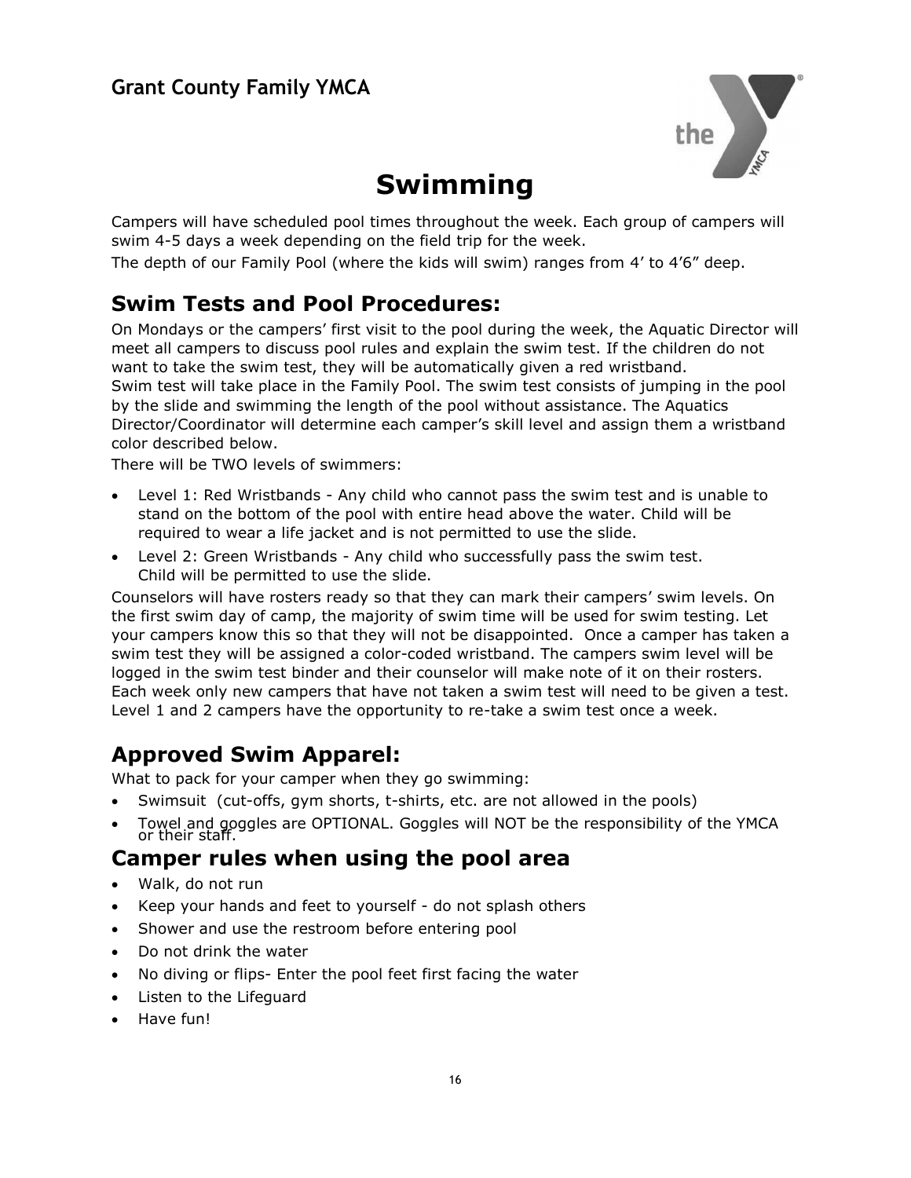## Grant County Family YMCA

# Swimming

Campers will have scheduled pool times throughout the week. Each group of campers will swim 4-5 days a week depending on the field trip for the week.

The depth of our Family Pool (where the kids will swim) ranges from 4' to 4'6" deep.

## Swim Tests and Pool Procedures:

On Mondays or the campers' first visit to the pool during the week, the Aquatic Director will meet all campers to discuss pool rules and explain the swim test. If the children do not want to take the swim test, they will be automatically given a red wristband.

Swim test will take place in the Family Pool. The swim test consists of jumping in the pool by the slide and swimming the length of the pool without assistance. The Aquatics Director/Coordinator will determine each camper's skill level and assign them a wristband color described below.

There will be TWO levels of swimmers:

- Level 1: Red Wristbands - Any child who cannot pass the swim test and is unable to stand on the bottom of the pool with entire head above the water. Child will be required to wear a life jacket and is not permitted to use the slide.
- Level 2: Green Wristbands - Any child who successfully pass the swim test. Child will be permitted to use the slide.

Counselors will have rosters ready so that they can mark their campers' swim levels. On the first swim day of camp, the majority of swim time will be used for swim testing. Let your campers know this so that they will not be disappointed. Once a camper has taken a swim test they will be assigned a color-coded wristband. The campers swim level will be logged in the swim test binder and their counselor will make note of it on their rosters. Each week only new campers that have not taken a swim test will need to be given a test. Level 1 and 2 campers have the opportunity to re-take a swim test once a week.

## Approved Swim Apparel:

What to pack for your camper when they go swimming:

- Swimsuit (cut-offs, gym shorts, t-shirts, etc. are not allowed in the pools)
- Towel and goggles are OPTIONAL. Goggles will NOT be the responsibility of the YMCA or their staff.

## Camper rules when using the pool area

- Walk, do not run
- Keep your hands and feet to yourself - do not splash others
- Shower and use the restroom before entering pool
- Do not drink the water
- No diving or flips- Enter the pool feet first facing the water
- Listen to the Lifeguard
- Have fun!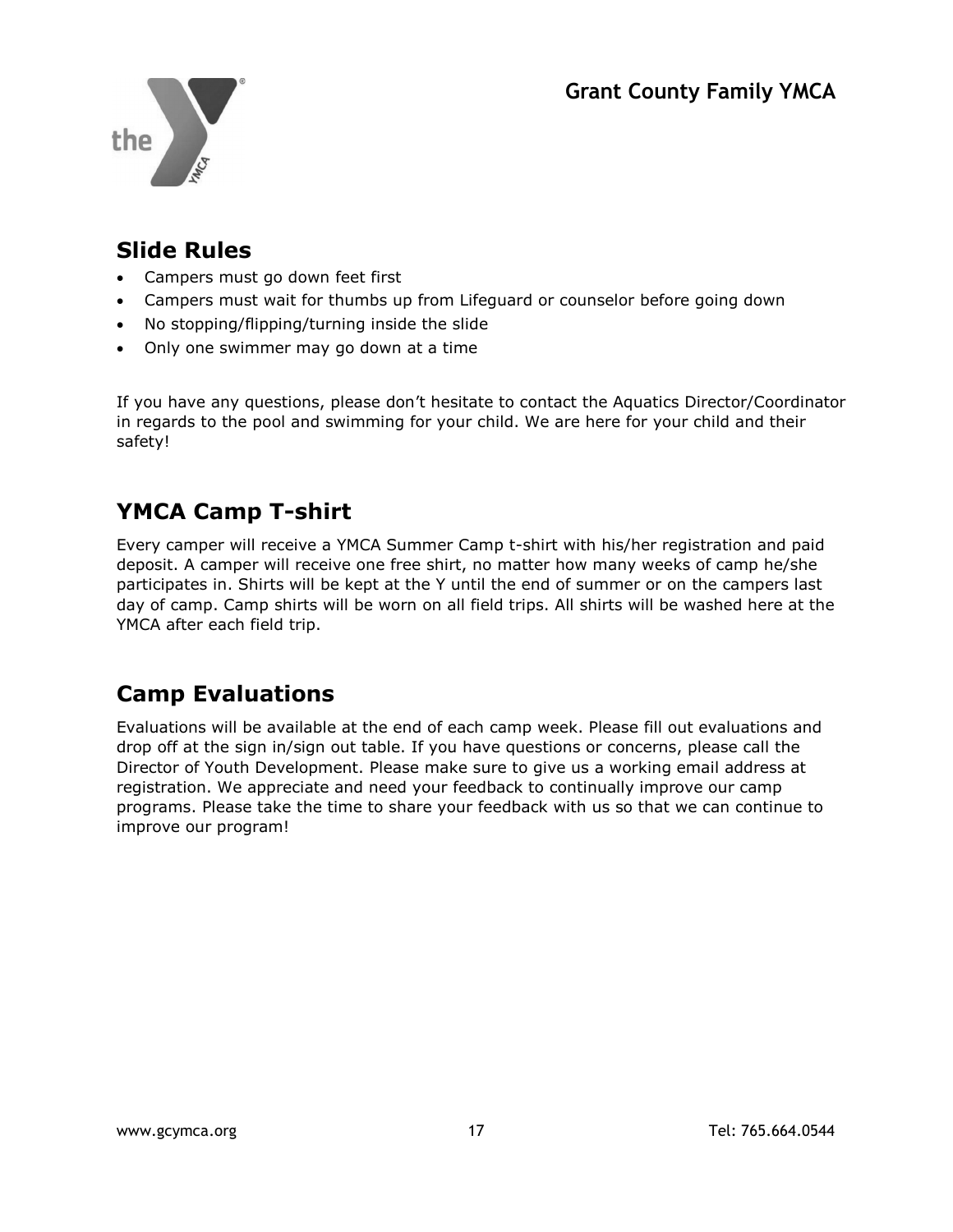## Slide Rules

- Campers must go down feet first
- Campers must wait for thumbs up from Lifeguard or counselor before going down
- No stopping/flipping/turning inside the slide
- Only one swimmer may go down at a time

If you have any questions, please don't hesitate to contact the Aquatics Director/Coordinator in regards to the pool and swimming for your child. We are here for your child and their safety!

## YMCA Camp T-shirt

Every camper will receive a YMCA Summer Camp t-shirt with his/her registration and paid deposit. A camper will receive one free shirt, no matter how many weeks of camp he/she participates in. Shirts will be kept at the Y until the end of summer or on the campers last day of camp. Camp shirts will be worn on all field trips. All shirts will be washed here at the YMCA after each field trip.

## Camp Evaluations

Evaluations will be available at the end of each camp week. Please fill out evaluations and drop off at the sign in/sign out table. If you have questions or concerns, please call the Director of Youth Development. Please make sure to give us a working email address at registration. We appreciate and need your feedback to continually improve our camp programs. Please take the time to share your feedback with us so that we can continue to improve our program!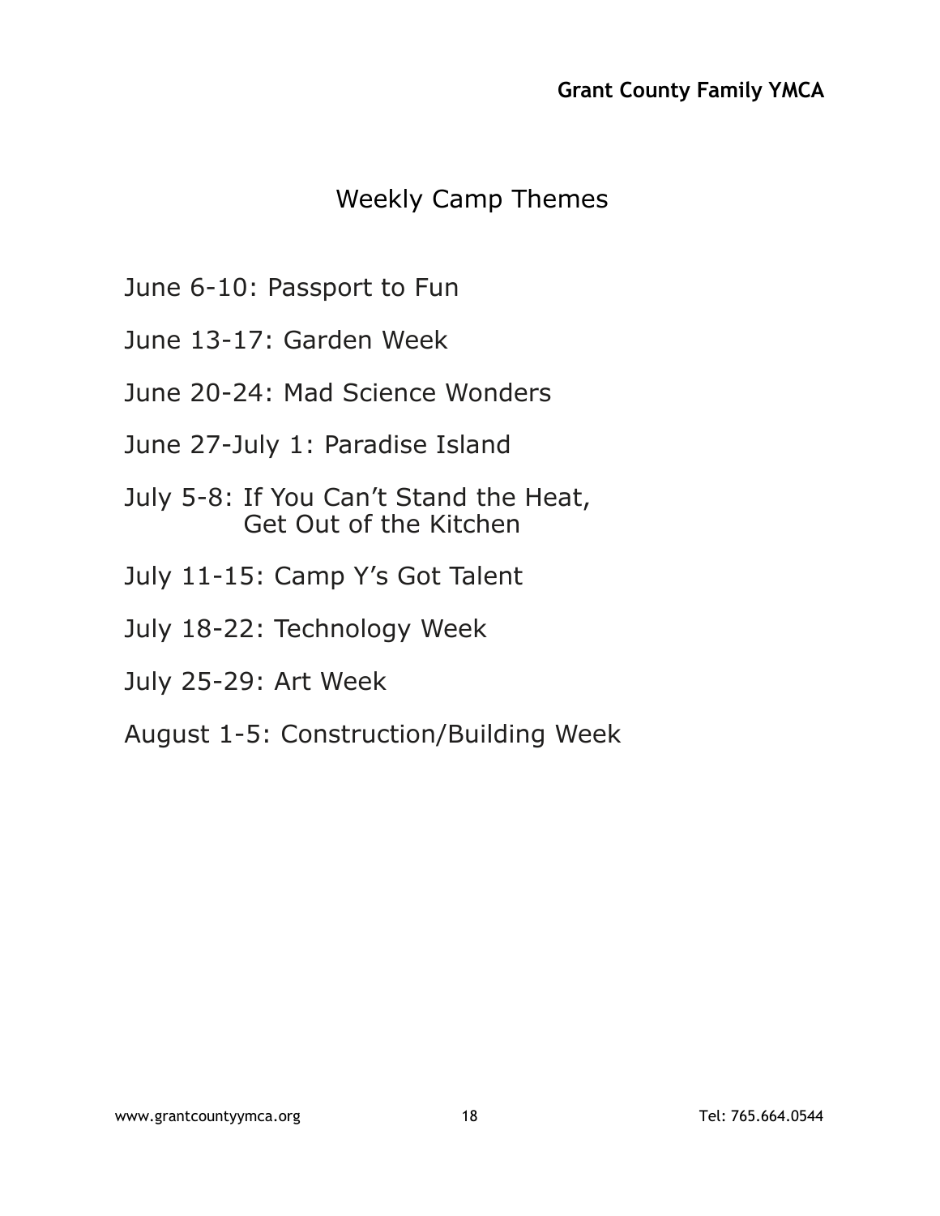# Weekly Camp Themes

June 6-10: Passport to Fun

June 13-17: Garden Week

June 20-24: Mad Science Wonders

June 27-July 1: Paradise Island

July 5-8: If You Can't Stand the Heat, Get Out of the Kitchen

July 11-15: Camp Y's Got Talent

July 18-22: Technology Week

July 25-29: Art Week

August 1-5: Construction/Building Week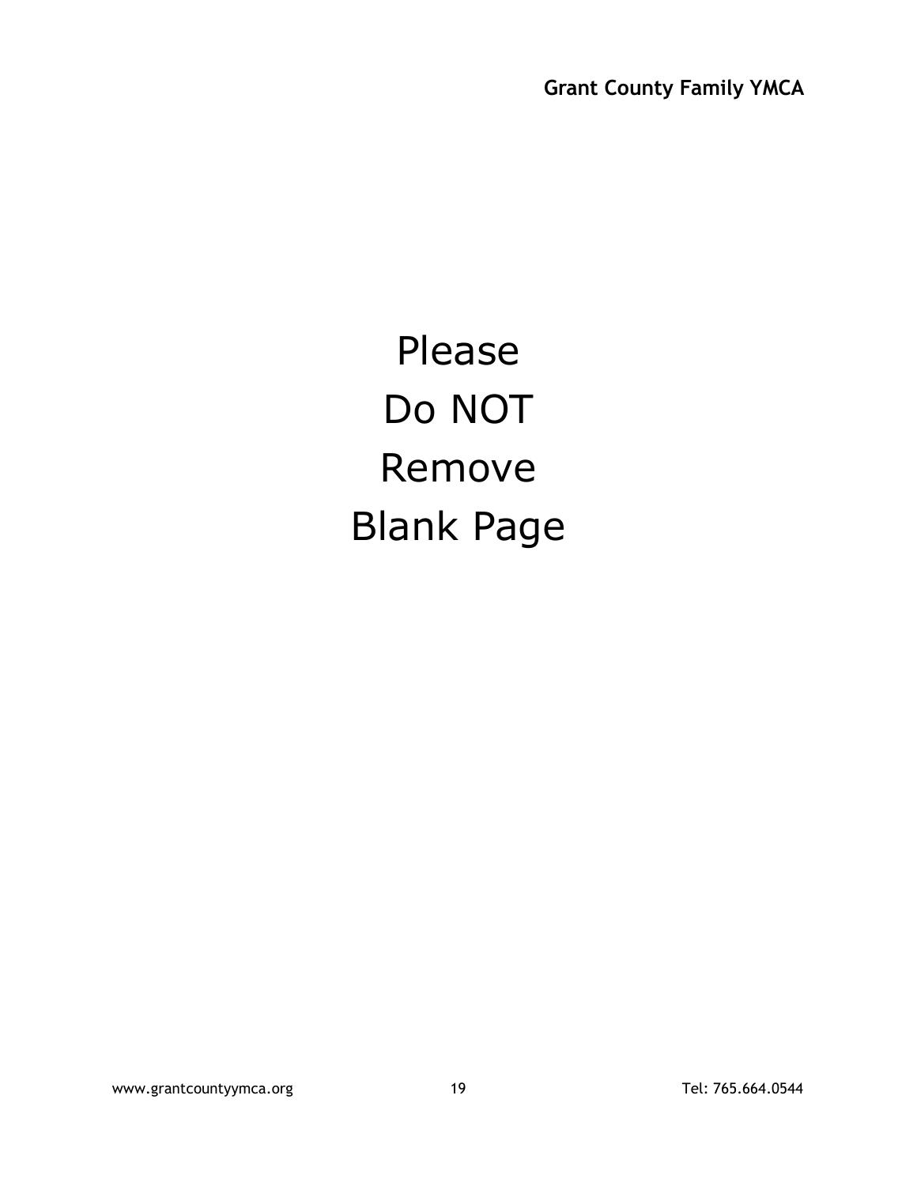Please

Do NOT

Remove

Blank Page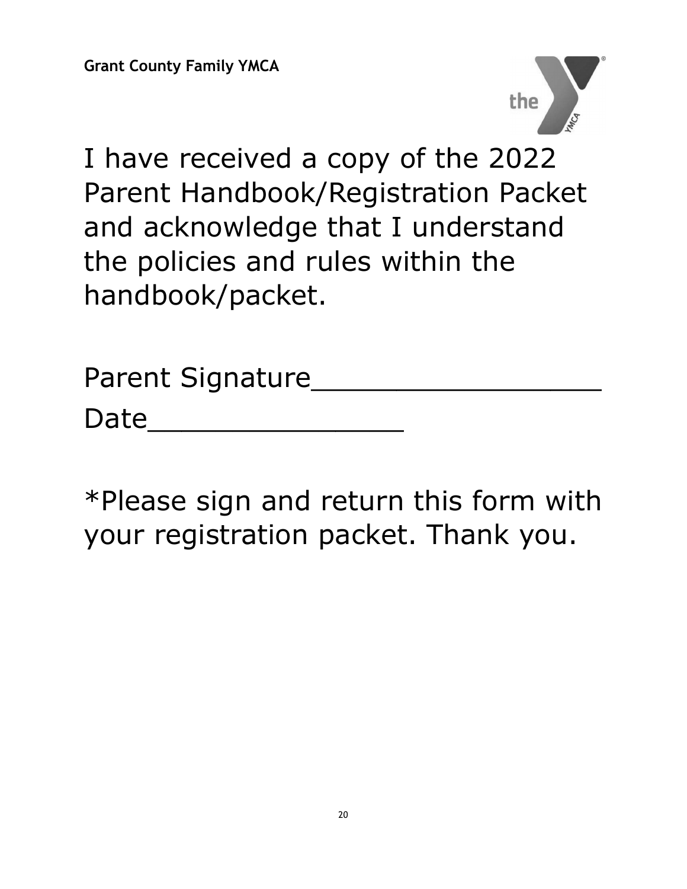**Grant County Family YMCA**

I have received a copy of the 2022 Parent Handbook/Registration Packet and acknowledge that I understand the policies and rules within the handbook/packet.

Parent Signature__________________

Date________________

*Please sign and return this form with your registration packet. Thank you.